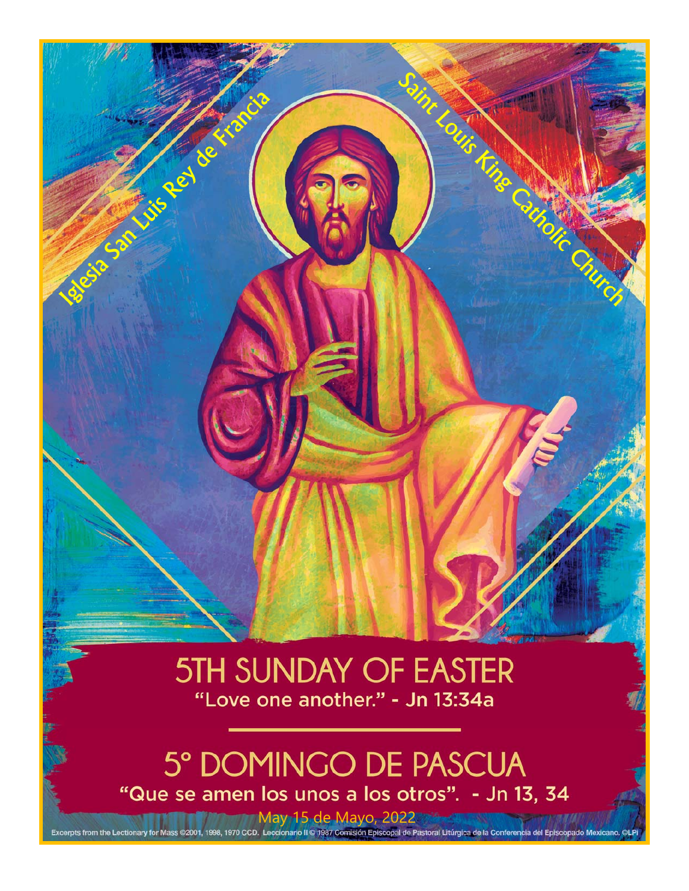Iglesia San Luis Rey de Francia

Saint Louis King Catholic Church

# 5TH SUNDAY OF EASTER

"Love one another." - Jn 13:34a

# 5° DOMINGO DE PASCUA

"Que se amen los unos a los otros". - Jn 13, 34

May 15 de Mayo, 2022

Excerpts from the Lectionary for Mass ©2001, 1998, 1970 CCD. Leccionario II © 1987 Comisión Episcopal de Pastoral Litúrgica de la Conferencia del Episcopado Mexicano. ©LPi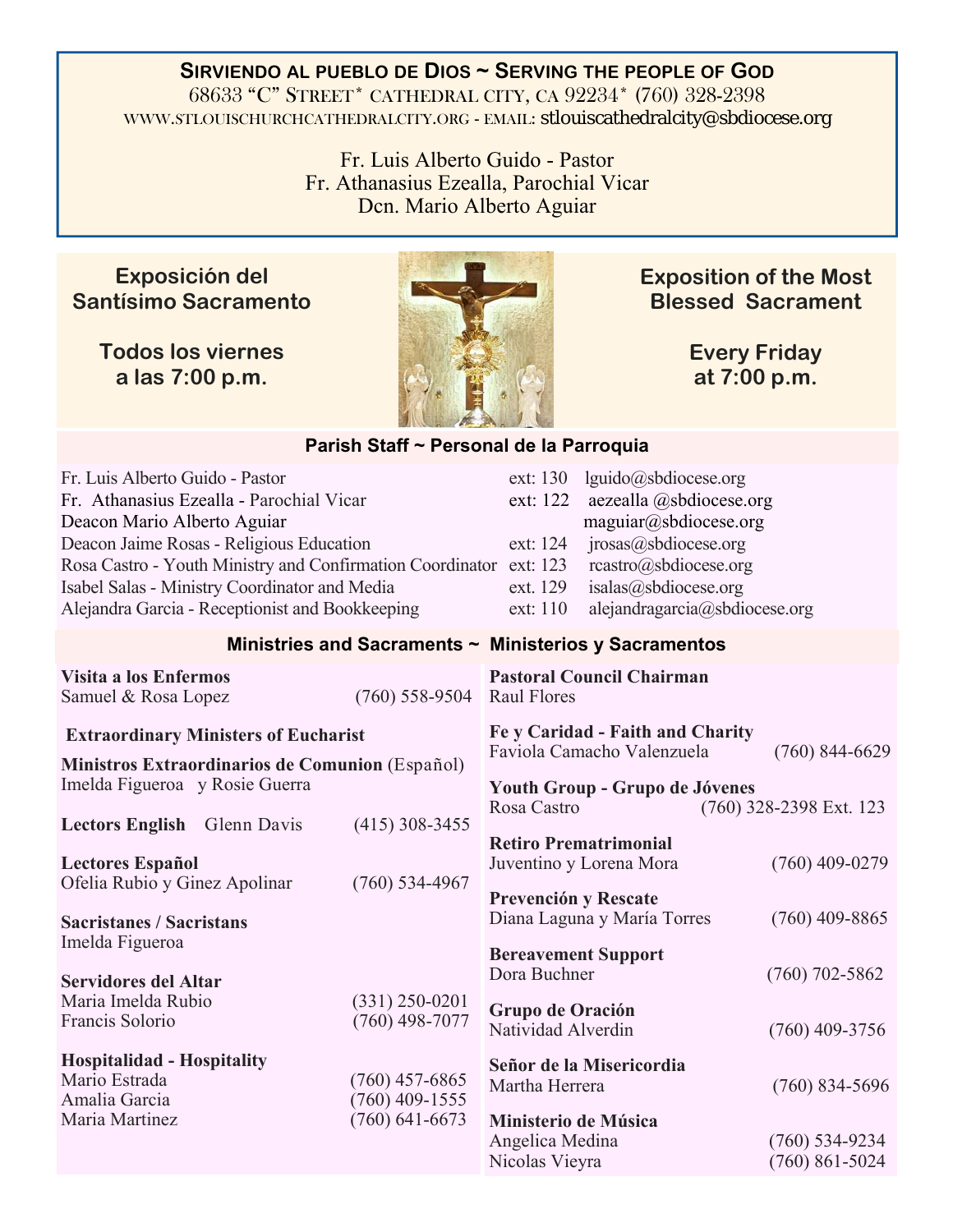**SIRVIENDO AL PUEBLO DE DIOS ~ SERVING THE PEOPLE OF GOD**

68633 "C" STREET* CATHEDRAL CITY, CA 92234* (760) 328-2398

WWW.STLOUISCHURCHCATHEDRALCITY.ORG - EMAIL: stlouiscathedralcity@sbdiocese.org

Fr. Luis Alberto Guido - Pastor
Fr. Athanasius Ezealla, Parochial Vicar
Dcn. Mario Alberto Aguiar

**Exposición del Santísimo Sacramento**

**Todos los viernes a las 7:00 p.m.**

**Exposition of the Most Blessed Sacrament**

**Every Friday at 7:00 p.m.**

## Parish Staff ~ Personal de la Parroquia

| Name | Ext. | Email |
|---|---|---|
| Fr. Luis Alberto Guido - Pastor | ext: 130 | lguido@sbdiocese.org |
| Fr. Athanasius Ezealla - Parochial Vicar | ext: 122 | aezealla @sbdiocese.org |
| Deacon Mario Alberto Aguiar | | maguiar@sbdiocese.org |
| Deacon Jaime Rosas - Religious Education | ext: 124 | jrosas@sbdiocese.org |
| Rosa Castro - Youth Ministry and Confirmation Coordinator | ext: 123 | rcastro@sbdiocese.org |
| Isabel Salas - Ministry Coordinator and Media | ext. 129 | isalas@sbdiocese.org |
| Alejandra Garcia - Receptionist and Bookkeeping | ext: 110 | alejandragarcia@sbdiocese.org |

## Ministries and Sacraments ~ Ministerios y Sacramentos

**Visita a los Enfermos**
Samuel & Rosa Lopez (760) 558-9504

**Extraordinary Ministers of Eucharist**

**Ministros Extraordinarios de Comunion** (Español)
Imelda Figueroa y Rosie Guerra

**Lectors English** Glenn Davis (415) 308-3455

**Lectores Español**
Ofelia Rubio y Ginez Apolinar (760) 534-4967

**Sacristanes / Sacristans**
Imelda Figueroa

**Servidores del Altar**
Maria Imelda Rubio (331) 250-0201
Francis Solorio (760) 498-7077

**Hospitalidad - Hospitality**
Mario Estrada (760) 457-6865
Amalia Garcia (760) 409-1555
Maria Martinez (760) 641-6673

**Pastoral Council Chairman**
Raul Flores

**Fe y Caridad - Faith and Charity**
Faviola Camacho Valenzuela (760) 844-6629

**Youth Group - Grupo de Jóvenes**
Rosa Castro (760) 328-2398 Ext. 123

**Retiro Prematrimonial**
Juventino y Lorena Mora (760) 409-0279

**Prevención y Rescate**
Diana Laguna y María Torres (760) 409-8865

**Bereavement Support**
Dora Buchner (760) 702-5862

**Grupo de Oración**
Natividad Alverdin (760) 409-3756

**Señor de la Misericordia**
Martha Herrera (760) 834-5696

**Ministerio de Música**
Angelica Medina (760) 534-9234
Nicolas Vieyra (760) 861-5024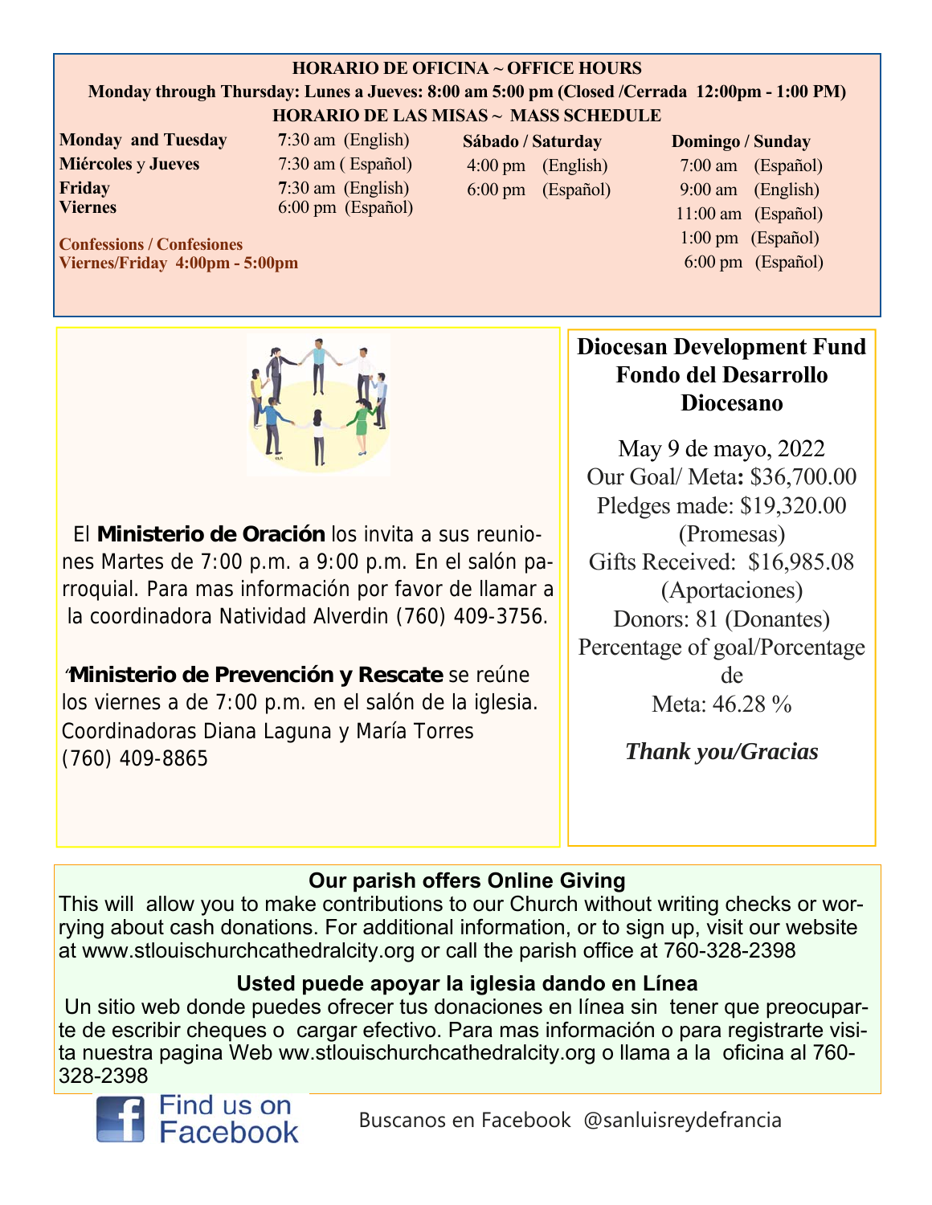**HORARIO DE OFICINA ~ OFFICE HOURS**

**Monday through Thursday: Lunes a Jueves: 8:00 am 5:00 pm (Closed /Cerrada 12:00pm - 1:00 PM)**

**HORARIO DE LAS MISAS ~ MASS SCHEDULE**

**Monday and Tuesday** 7:30 am (English)

**Miércoles** y **Jueves** 7:30 am ( Español)

**Friday** 7:30 am (English)

**Viernes** 6:00 pm (Español)

**Sábado / Saturday**

4:00 pm (English)

6:00 pm (Español)

**Domingo / Sunday**

7:00 am (Español)

9:00 am (English)

11:00 am (Español)

1:00 pm (Español)

6:00 pm (Español)

**Confessions / Confesiones**

**Viernes/Friday 4:00pm - 5:00pm**

El **Ministerio de Oración** los invita a sus reuniones Martes de 7:00 p.m. a 9:00 p.m. En el salón parroquial. Para mas información por favor de llamar a la coordinadora Natividad Alverdin (760) 409-3756.

"**Ministerio de Prevención y Rescate** se reúne los viernes a de 7:00 p.m. en el salón de la iglesia. Coordinadoras Diana Laguna y María Torres (760) 409-8865

## Diocesan Development Fund
## Fondo del Desarrollo Diocesano

May 9 de mayo, 2022

Our Goal/ Meta**:** $36,700.00

Pledges made: $19,320.00 (Promesas)

Gifts Received: $16,985.08 (Aportaciones)

Donors: 81 (Donantes)

Percentage of goal/Porcentage de Meta: 46.28 %

***Thank you/Gracias***

**Our parish offers Online Giving**

This will allow you to make contributions to our Church without writing checks or worrying about cash donations. For additional information, or to sign up, visit our website at www.stlouischurchcathedralcity.org or call the parish office at 760-328-2398

**Usted puede apoyar la iglesia dando en Línea**

Un sitio web donde puedes ofrecer tus donaciones en línea sin tener que preocuparte de escribir cheques o cargar efectivo. Para mas información o para registrarte visita nuestra pagina Web ww.stlouischurchcathedralcity.org o llama a la oficina al 760-328-2398

Find us on Facebook

Buscanos en Facebook @sanluisreydefrancia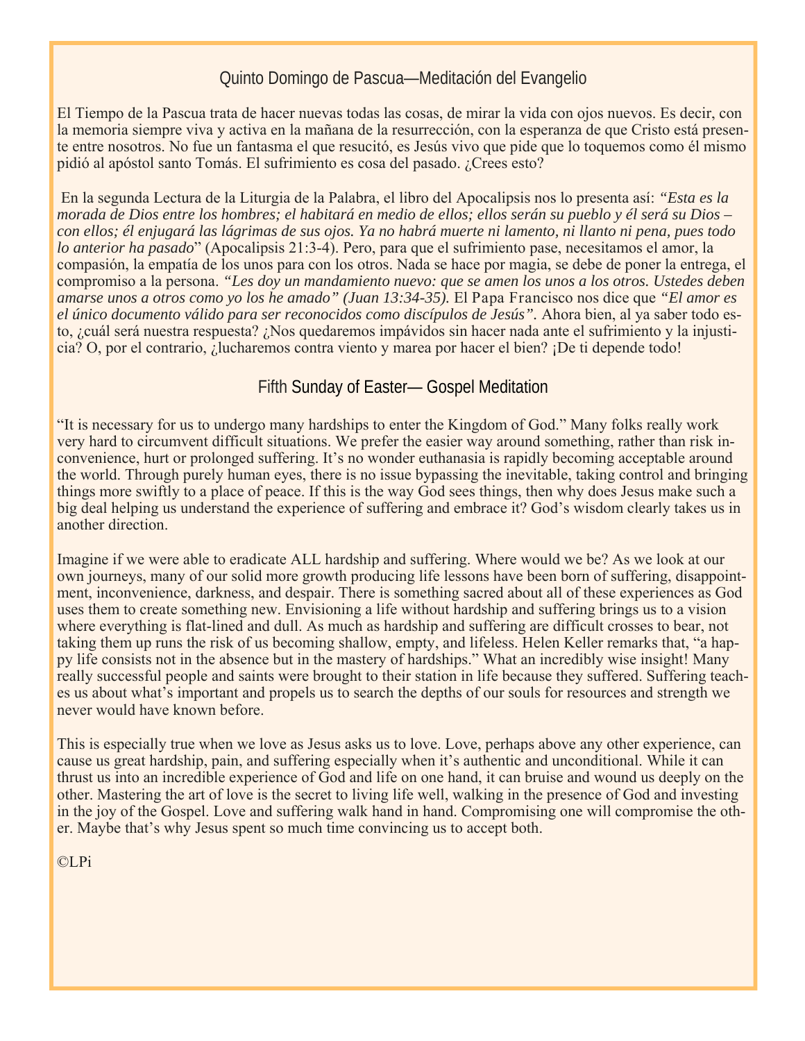## Quinto Domingo de Pascua—Meditación del Evangelio

El Tiempo de la Pascua trata de hacer nuevas todas las cosas, de mirar la vida con ojos nuevos. Es decir, con la memoria siempre viva y activa en la mañana de la resurrección, con la esperanza de que Cristo está presente entre nosotros. No fue un fantasma el que resucitó, es Jesús vivo que pide que lo toquemos como él mismo pidió al apóstol santo Tomás. El sufrimiento es cosa del pasado. ¿Crees esto?

En la segunda Lectura de la Liturgia de la Palabra, el libro del Apocalipsis nos lo presenta así: *"Esta es la morada de Dios entre los hombres; el habitará en medio de ellos; ellos serán su pueblo y él será su Dios – con ellos; él enjugará las lágrimas de sus ojos. Ya no habrá muerte ni lamento, ni llanto ni pena, pues todo lo anterior ha pasado*" (Apocalipsis 21:3-4). Pero, para que el sufrimiento pase, necesitamos el amor, la compasión, la empatía de los unos para con los otros. Nada se hace por magia, se debe de poner la entrega, el compromiso a la persona. *"Les doy un mandamiento nuevo: que se amen los unos a los otros. Ustedes deben amarse unos a otros como yo los he amado" (Juan 13:34-35).* El Papa Francisco nos dice que *"El amor es el único documento válido para ser reconocidos como discípulos de Jesús"*. Ahora bien, al ya saber todo esto, ¿cuál será nuestra respuesta? ¿Nos quedaremos impávidos sin hacer nada ante el sufrimiento y la injusticia? O, por el contrario, ¿lucharemos contra viento y marea por hacer el bien? ¡De ti depende todo!

## Fifth Sunday of Easter— Gospel Meditation

"It is necessary for us to undergo many hardships to enter the Kingdom of God." Many folks really work very hard to circumvent difficult situations. We prefer the easier way around something, rather than risk inconvenience, hurt or prolonged suffering. It's no wonder euthanasia is rapidly becoming acceptable around the world. Through purely human eyes, there is no issue bypassing the inevitable, taking control and bringing things more swiftly to a place of peace. If this is the way God sees things, then why does Jesus make such a big deal helping us understand the experience of suffering and embrace it? God's wisdom clearly takes us in another direction.

Imagine if we were able to eradicate ALL hardship and suffering. Where would we be? As we look at our own journeys, many of our solid more growth producing life lessons have been born of suffering, disappointment, inconvenience, darkness, and despair. There is something sacred about all of these experiences as God uses them to create something new. Envisioning a life without hardship and suffering brings us to a vision where everything is flat-lined and dull. As much as hardship and suffering are difficult crosses to bear, not taking them up runs the risk of us becoming shallow, empty, and lifeless. Helen Keller remarks that, "a happy life consists not in the absence but in the mastery of hardships." What an incredibly wise insight! Many really successful people and saints were brought to their station in life because they suffered. Suffering teaches us about what's important and propels us to search the depths of our souls for resources and strength we never would have known before.

This is especially true when we love as Jesus asks us to love. Love, perhaps above any other experience, can cause us great hardship, pain, and suffering especially when it's authentic and unconditional. While it can thrust us into an incredible experience of God and life on one hand, it can bruise and wound us deeply on the other. Mastering the art of love is the secret to living life well, walking in the presence of God and investing in the joy of the Gospel. Love and suffering walk hand in hand. Compromising one will compromise the other. Maybe that's why Jesus spent so much time convincing us to accept both.

©LPi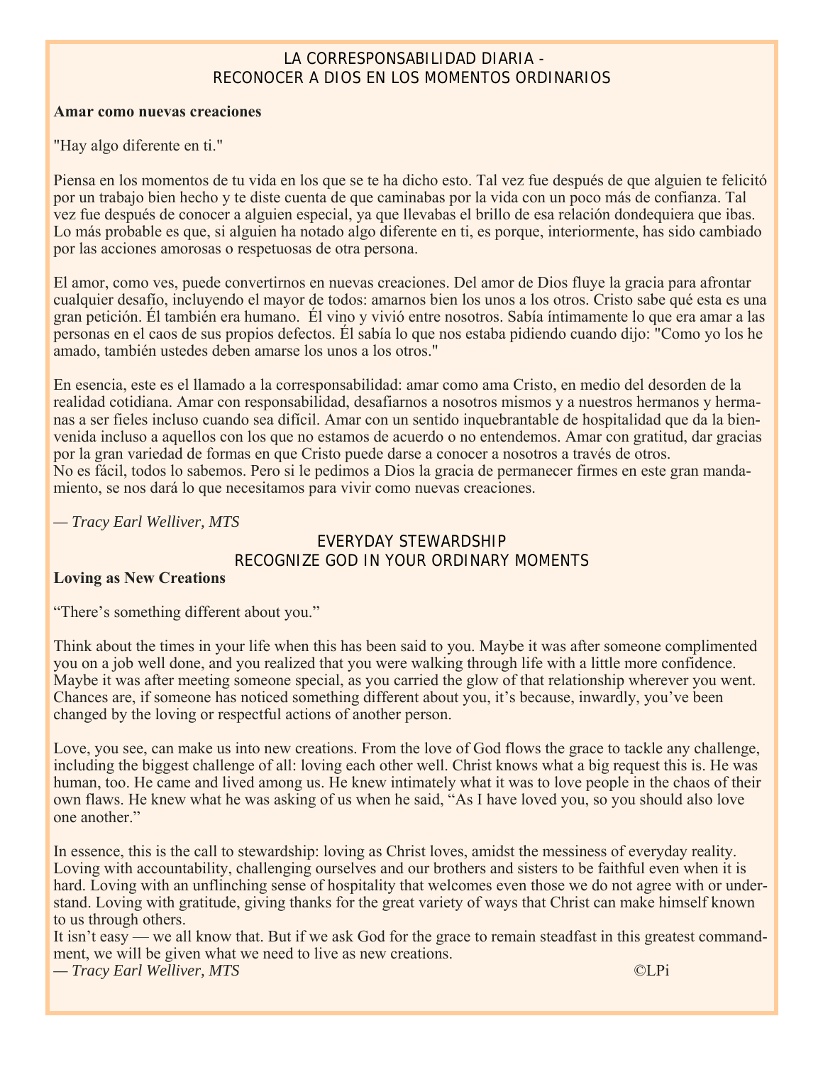## LA CORRESPONSABILIDAD DIARIA - RECONOCER A DIOS EN LOS MOMENTOS ORDINARIOS

**Amar como nuevas creaciones**

"Hay algo diferente en ti."

Piensa en los momentos de tu vida en los que se te ha dicho esto. Tal vez fue después de que alguien te felicitó por un trabajo bien hecho y te diste cuenta de que caminabas por la vida con un poco más de confianza. Tal vez fue después de conocer a alguien especial, ya que llevabas el brillo de esa relación dondequiera que ibas. Lo más probable es que, si alguien ha notado algo diferente en ti, es porque, interiormente, has sido cambiado por las acciones amorosas o respetuosas de otra persona.

El amor, como ves, puede convertirnos en nuevas creaciones. Del amor de Dios fluye la gracia para afrontar cualquier desafío, incluyendo el mayor de todos: amarnos bien los unos a los otros. Cristo sabe qué esta es una gran petición. Él también era humano. Él vino y vivió entre nosotros. Sabía íntimamente lo que era amar a las personas en el caos de sus propios defectos. Él sabía lo que nos estaba pidiendo cuando dijo: "Como yo los he amado, también ustedes deben amarse los unos a los otros."

En esencia, este es el llamado a la corresponsabilidad: amar como ama Cristo, en medio del desorden de la realidad cotidiana. Amar con responsabilidad, desafiarnos a nosotros mismos y a nuestros hermanos y hermanas a ser fieles incluso cuando sea difícil. Amar con un sentido inquebrantable de hospitalidad que da la bienvenida incluso a aquellos con los que no estamos de acuerdo o no entendemos. Amar con gratitud, dar gracias por la gran variedad de formas en que Cristo puede darse a conocer a nosotros a través de otros.
No es fácil, todos lo sabemos. Pero si le pedimos a Dios la gracia de permanecer firmes en este gran mandamiento, se nos dará lo que necesitamos para vivir como nuevas creaciones.

*— Tracy Earl Welliver, MTS*

## EVERYDAY STEWARDSHIP RECOGNIZE GOD IN YOUR ORDINARY MOMENTS

**Loving as New Creations**

“There’s something different about you.”

Think about the times in your life when this has been said to you. Maybe it was after someone complimented you on a job well done, and you realized that you were walking through life with a little more confidence. Maybe it was after meeting someone special, as you carried the glow of that relationship wherever you went. Chances are, if someone has noticed something different about you, it’s because, inwardly, you’ve been changed by the loving or respectful actions of another person.

Love, you see, can make us into new creations. From the love of God flows the grace to tackle any challenge, including the biggest challenge of all: loving each other well. Christ knows what a big request this is. He was human, too. He came and lived among us. He knew intimately what it was to love people in the chaos of their own flaws. He knew what he was asking of us when he said, “As I have loved you, so you should also love one another.”

In essence, this is the call to stewardship: loving as Christ loves, amidst the messiness of everyday reality. Loving with accountability, challenging ourselves and our brothers and sisters to be faithful even when it is hard. Loving with an unflinching sense of hospitality that welcomes even those we do not agree with or understand. Loving with gratitude, giving thanks for the great variety of ways that Christ can make himself known to us through others.
It isn’t easy — we all know that. But if we ask God for the grace to remain steadfast in this greatest commandment, we will be given what we need to live as new creations.

*— Tracy Earl Welliver, MTS*

©LPi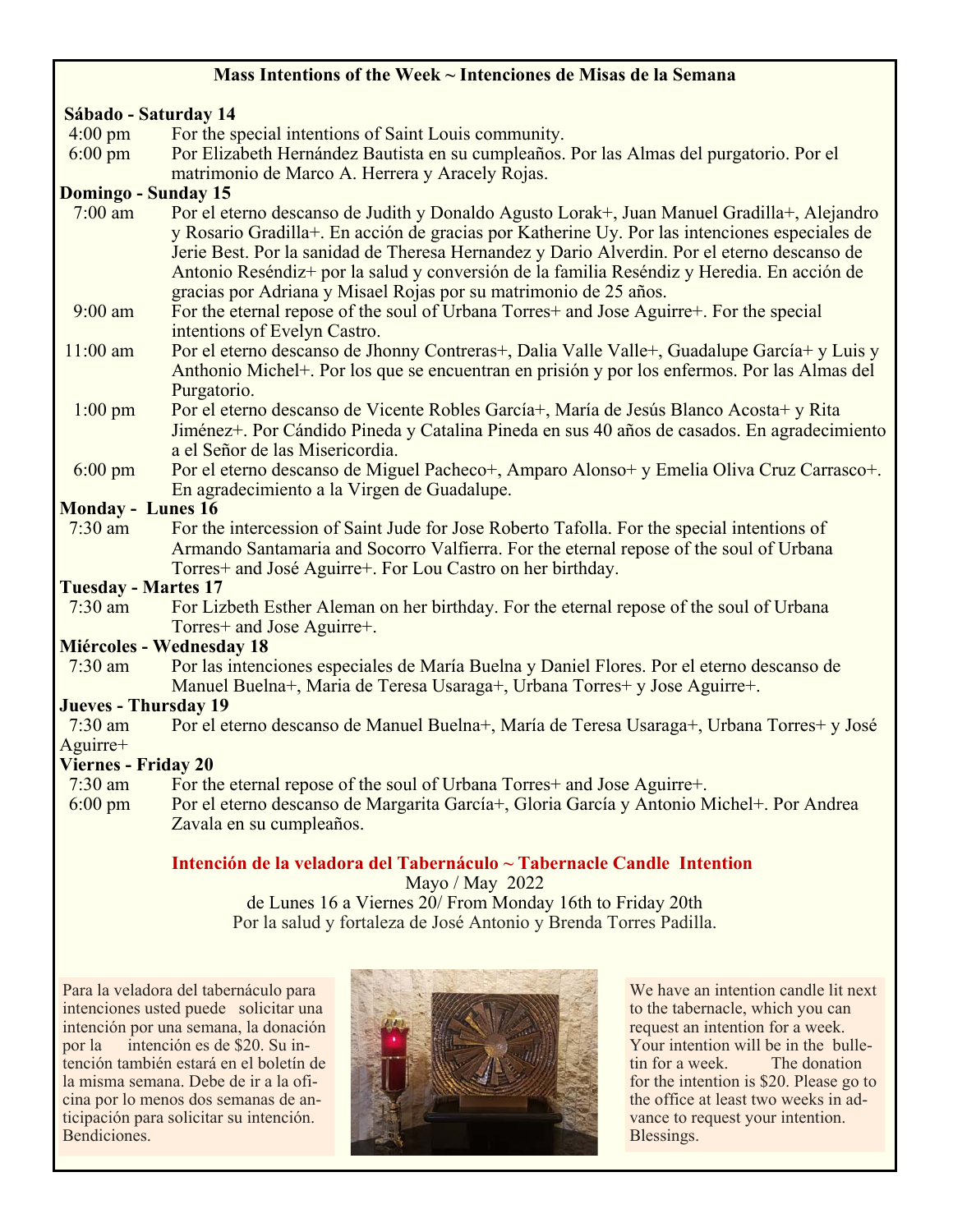## Mass Intentions of the Week ~ Intenciones de Misas de la Semana

**Sábado - Saturday 14**

4:00 pm For the special intentions of Saint Louis community.

6:00 pm Por Elizabeth Hernández Bautista en su cumpleaños. Por las Almas del purgatorio. Por el matrimonio de Marco A. Herrera y Aracely Rojas.

**Domingo - Sunday 15**

7:00 am Por el eterno descanso de Judith y Donaldo Agusto Lorak+, Juan Manuel Gradilla+, Alejandro y Rosario Gradilla+. En acción de gracias por Katherine Uy. Por las intenciones especiales de Jerie Best. Por la sanidad de Theresa Hernandez y Dario Alverdin. Por el eterno descanso de Antonio Reséndiz+ por la salud y conversión de la familia Reséndiz y Heredia. En acción de gracias por Adriana y Misael Rojas por su matrimonio de 25 años.

9:00 am For the eternal repose of the soul of Urbana Torres+ and Jose Aguirre+. For the special intentions of Evelyn Castro.

11:00 am Por el eterno descanso de Jhonny Contreras+, Dalia Valle Valle+, Guadalupe García+ y Luis y Anthonio Michel+. Por los que se encuentran en prisión y por los enfermos. Por las Almas del Purgatorio.

1:00 pm Por el eterno descanso de Vicente Robles García+, María de Jesús Blanco Acosta+ y Rita Jiménez+. Por Cándido Pineda y Catalina Pineda en sus 40 años de casados. En agradecimiento a el Señor de las Misericordia.

6:00 pm Por el eterno descanso de Miguel Pacheco+, Amparo Alonso+ y Emelia Oliva Cruz Carrasco+. En agradecimiento a la Virgen de Guadalupe.

**Monday - Lunes 16**

7:30 am For the intercession of Saint Jude for Jose Roberto Tafolla. For the special intentions of Armando Santamaria and Socorro Valfierra. For the eternal repose of the soul of Urbana Torres+ and José Aguirre+. For Lou Castro on her birthday.

**Tuesday - Martes 17**

7:30 am For Lizbeth Esther Aleman on her birthday. For the eternal repose of the soul of Urbana Torres+ and Jose Aguirre+.

**Miércoles - Wednesday 18**

7:30 am Por las intenciones especiales de María Buelna y Daniel Flores. Por el eterno descanso de Manuel Buelna+, Maria de Teresa Usaraga+, Urbana Torres+ y Jose Aguirre+.

**Jueves - Thursday 19**

7:30 am Por el eterno descanso de Manuel Buelna+, María de Teresa Usaraga+, Urbana Torres+ y José Aguirre+

**Viernes - Friday 20**

7:30 am For the eternal repose of the soul of Urbana Torres+ and Jose Aguirre+.

6:00 pm Por el eterno descanso de Margarita García+, Gloria García y Antonio Michel+. Por Andrea Zavala en su cumpleaños.

### Intención de la veladora del Tabernáculo ~ Tabernacle Candle Intention

Mayo / May 2022

de Lunes 16 a Viernes 20/ From Monday 16th to Friday 20th

Por la salud y fortaleza de José Antonio y Brenda Torres Padilla.

Para la veladora del tabernáculo para intenciones usted puede solicitar una intención por una semana, la donación por la intención es de $20. Su intención también estará en el boletín de la misma semana. Debe de ir a la oficina por lo menos dos semanas de anticipación para solicitar su intención. Bendiciones.

We have an intention candle lit next to the tabernacle, which you can request an intention for a week. Your intention will be in the bulletin for a week. The donation for the intention is $20. Please go to the office at least two weeks in advance to request your intention. Blessings.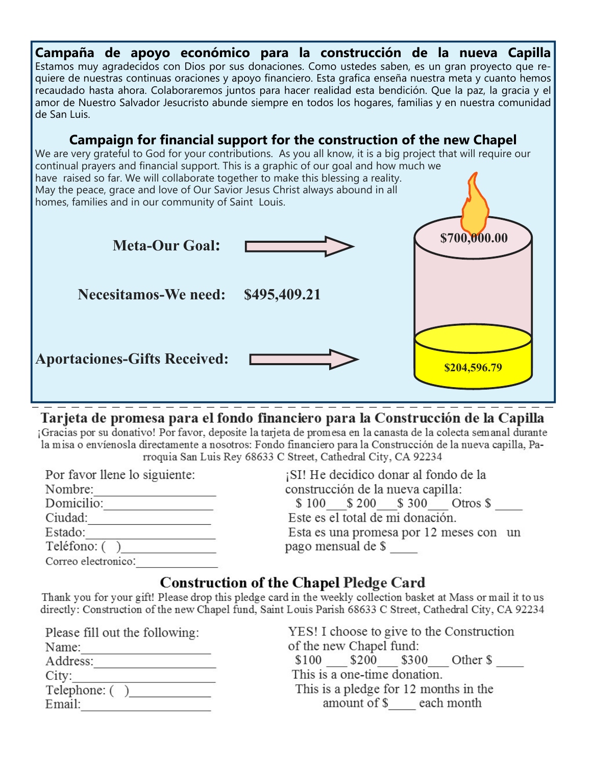## Campaña de apoyo económico para la construcción de la nueva Capilla

Estamos muy agradecidos con Dios por sus donaciones. Como ustedes saben, es un gran proyecto que requiere de nuestras continuas oraciones y apoyo financiero. Esta grafica enseña nuestra meta y cuanto hemos recaudado hasta ahora. Colaboraremos juntos para hacer realidad esta bendición. Que la paz, la gracia y el amor de Nuestro Salvador Jesucristo abunde siempre en todos los hogares, familias y en nuestra comunidad de San Luis.

## Campaign for financial support for the construction of the new Chapel

We are very grateful to God for your contributions. As you all know, it is a big project that will require our continual prayers and financial support. This is a graphic of our goal and how much we have raised so far. We will collaborate together to make this blessing a reality. May the peace, grace and love of Our Savior Jesus Christ always abound in all homes, families and in our community of Saint Louis.

**Meta-Our Goal:** $700,000.00

**Necesitamos-We need: $495,409.21**

**Aportaciones-Gifts Received:** $204,596.79

---

### Tarjeta de promesa para el fondo financiero para la Construcción de la Capilla

¡Gracias por su donativo! Por favor, deposite la tarjeta de promesa en la canasta de la colecta semanal durante la misa o envíenosla directamente a nosotros: Fondo financiero para la Construcción de la nueva capilla, Parroquia San Luis Rey 68633 C Street, Cathedral City, CA 92234

Por favor llene lo siguiente:
Nombre:___________________
Domicilio:_________________
Ciudad:___________________
Estado:___________________
Teléfono: (  )______________
Correo electronico:_____________

¡SI! He decidico donar al fondo de la construcción de la nueva capilla:
$ 100___$ 200___$ 300___ Otros $ ____
Este es el total de mi donación.
Esta es una promesa por 12 meses con un pago mensual de $ ____

### Construction of the Chapel Pledge Card

Thank you for your gift! Please drop this pledge card in the weekly collection basket at Mass or mail it to us directly: Construction of the new Chapel fund, Saint Louis Parish 68633 C Street, Cathedral City, CA 92234

Please fill out the following:
Name:___________________
Address:_________________
City:___________________
Telephone: (  )____________
Email:___________________

YES! I choose to give to the Construction of the new Chapel fund:
$100 ___$200___ $300___ Other $ ____
This is a one-time donation.
This is a pledge for 12 months in the amount of $____ each month